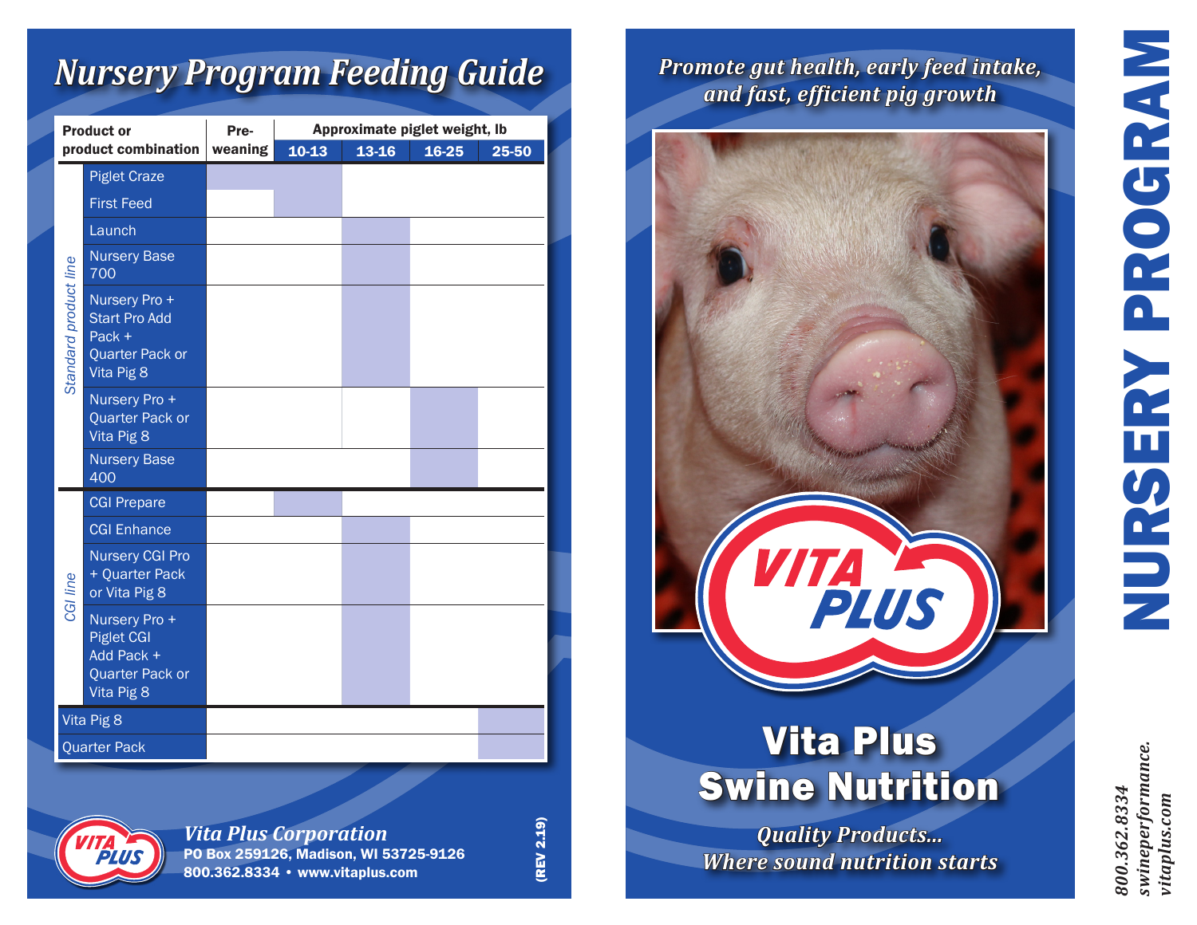# Nursery Program Feeding Guide

| Line | Product or product combination | Pre-weaning | Approximate piglet weight, lb: 10-13 | 13-16 | 16-25 | 25-50 |
|---|---|---|---|---|---|---|
| *Standard product line* | Piglet Craze | ■ | ■ | | | |
| | First Feed | | ■ | | | |
| | Launch | | | ■ | | |
| | Nursery Base 700 | | | ■ | | |
| | Nursery Pro + Start Pro Add Pack + Quarter Pack or Vita Pig 8 | | | ■ | | |
| | Nursery Pro + Quarter Pack or Vita Pig 8 | | | | ■ | |
| | Nursery Base 400 | | | | ■ | |
| *CGI line* | CGI Prepare | | ■ | | | |
| | CGI Enhance | | | ■ | | |
| | Nursery CGI Pro + Quarter Pack or Vita Pig 8 | | | ■ | | |
| | Nursery Pro + Piglet CGI Add Pack + Quarter Pack or Vita Pig 8 | | | ■ | | |
| | Vita Pig 8 | | | | | ■ |
| | Quarter Pack | | | | | ■ |

VITA PLUS

*Vita Plus Corporation*
**PO Box 259126, Madison, WI 53725-9126**
**800.362.8334 • www.vitaplus.com**

(REV 2.19)

*Promote gut health, early feed intake, and fast, efficient pig growth*

VITA PLUS

# Vita Plus Swine Nutrition

*Quality Products...*
*Where sound nutrition starts*

# NURSERY PROGRAM

*800.362.8334*
*swineperformance.*
*vitaplus.com*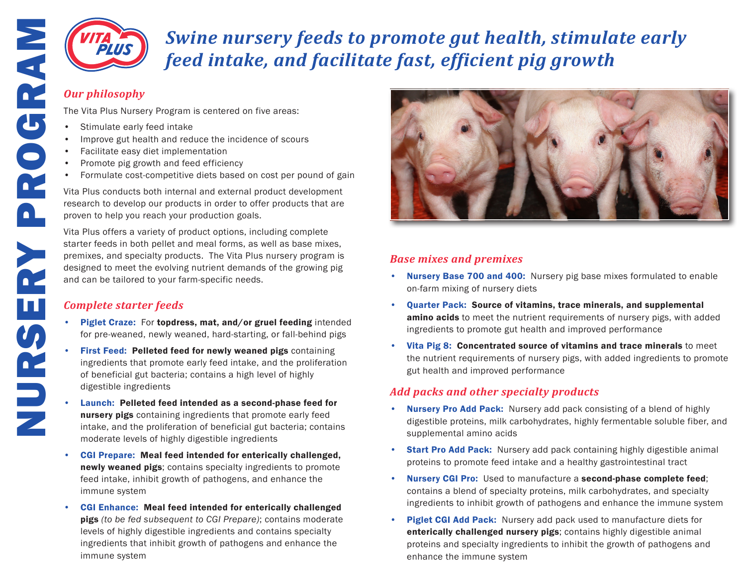# NURSERY PROGRAM

## *Swine nursery feeds to promote gut health, stimulate early feed intake, and facilitate fast, efficient pig growth*

### *Our philosophy*

The Vita Plus Nursery Program is centered on five areas:

- Stimulate early feed intake
- Improve gut health and reduce the incidence of scours
- Facilitate easy diet implementation
- Promote pig growth and feed efficiency
- Formulate cost-competitive diets based on cost per pound of gain

Vita Plus conducts both internal and external product development research to develop our products in order to offer products that are proven to help you reach your production goals.

Vita Plus offers a variety of product options, including complete starter feeds in both pellet and meal forms, as well as base mixes, premixes, and specialty products. The Vita Plus nursery program is designed to meet the evolving nutrient demands of the growing pig and can be tailored to your farm-specific needs.

### *Complete starter feeds*

- **Piglet Craze:** For **topdress, mat, and/or gruel feeding** intended for pre-weaned, newly weaned, hard-starting, or fall-behind pigs
- **First Feed:** **Pelleted feed for newly weaned pigs** containing ingredients that promote early feed intake, and the proliferation of beneficial gut bacteria; contains a high level of highly digestible ingredients
- **Launch:** **Pelleted feed intended as a second-phase feed for nursery pigs** containing ingredients that promote early feed intake, and the proliferation of beneficial gut bacteria; contains moderate levels of highly digestible ingredients
- **CGI Prepare:** **Meal feed intended for enterically challenged, newly weaned pigs**; contains specialty ingredients to promote feed intake, inhibit growth of pathogens, and enhance the immune system
- **CGI Enhance:** **Meal feed intended for enterically challenged pigs** *(to be fed subsequent to CGI Prepare)*; contains moderate levels of highly digestible ingredients and contains specialty ingredients that inhibit growth of pathogens and enhance the immune system

### *Base mixes and premixes*

- **Nursery Base 700 and 400:** Nursery pig base mixes formulated to enable on-farm mixing of nursery diets
- **Quarter Pack:** **Source of vitamins, trace minerals, and supplemental amino acids** to meet the nutrient requirements of nursery pigs, with added ingredients to promote gut health and improved performance
- **Vita Pig 8:** **Concentrated source of vitamins and trace minerals** to meet the nutrient requirements of nursery pigs, with added ingredients to promote gut health and improved performance

### *Add packs and other specialty products*

- **Nursery Pro Add Pack:** Nursery add pack consisting of a blend of highly digestible proteins, milk carbohydrates, highly fermentable soluble fiber, and supplemental amino acids
- **Start Pro Add Pack:** Nursery add pack containing highly digestible animal proteins to promote feed intake and a healthy gastrointestinal tract
- **Nursery CGI Pro:** Used to manufacture a **second-phase complete feed**; contains a blend of specialty proteins, milk carbohydrates, and specialty ingredients to inhibit growth of pathogens and enhance the immune system
- **Piglet CGI Add Pack:** Nursery add pack used to manufacture diets for **enterically challenged nursery pigs**; contains highly digestible animal proteins and specialty ingredients to inhibit the growth of pathogens and enhance the immune system